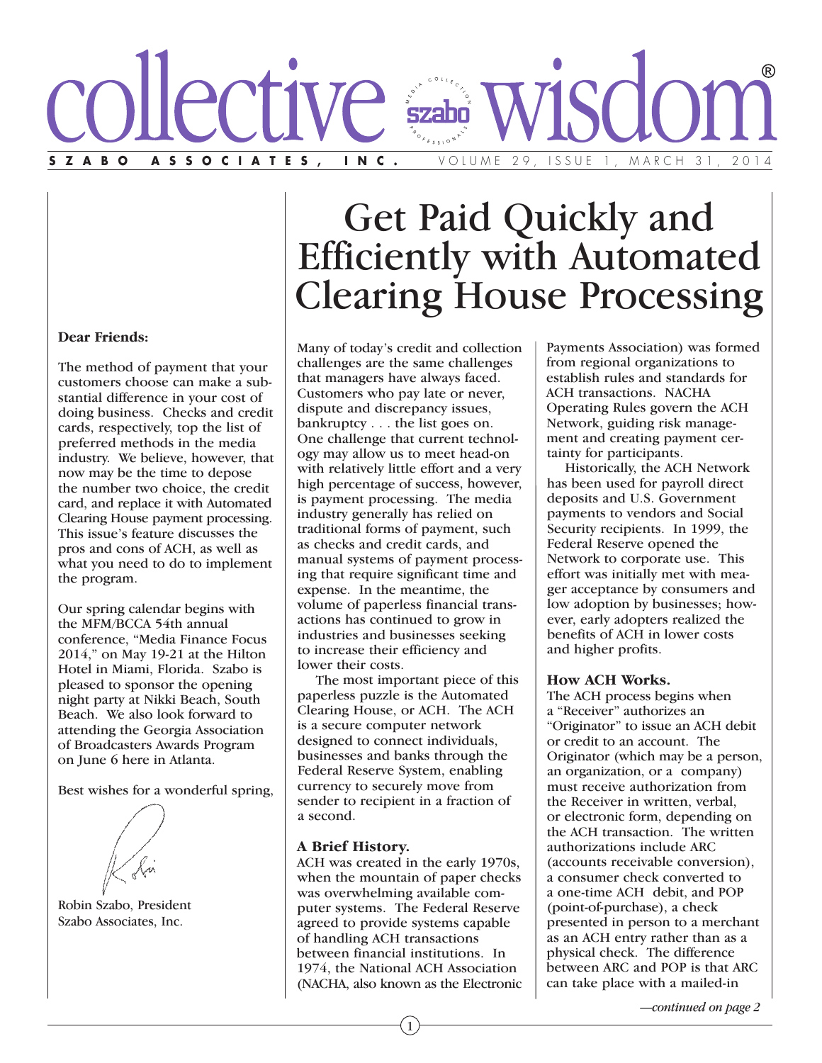# collective wisdom®

**SZABO ASSOCIATES, INC.** VOLUME 29, ISSUE 1, MARCH 31, 2014

**Dear Friends:**

The method of payment that your customers choose can make a substantial difference in your cost of doing business. Checks and credit cards, respectively, top the list of preferred methods in the media industry. We believe, however, that now may be the time to depose the number two choice, the credit card, and replace it with Automated Clearing House payment processing. This issue's feature discusses the pros and cons of ACH, as well as what you need to do to implement the program.

Our spring calendar begins with the MFM/BCCA 54th annual conference, "Media Finance Focus 2014," on May 19-21 at the Hilton Hotel in Miami, Florida. Szabo is pleased to sponsor the opening night party at Nikki Beach, South Beach. We also look forward to attending the Georgia Association of Broadcasters Awards Program on June 6 here in Atlanta.

Best wishes for a wonderful spring,

Robin Szabo, President
Szabo Associates, Inc.

# Get Paid Quickly and Efficiently with Automated Clearing House Processing

Many of today's credit and collection challenges are the same challenges that managers have always faced. Customers who pay late or never, dispute and discrepancy issues, bankruptcy . . . the list goes on. One challenge that current technology may allow us to meet head-on with relatively little effort and a very high percentage of success, however, is payment processing. The media industry generally has relied on traditional forms of payment, such as checks and credit cards, and manual systems of payment processing that require significant time and expense. In the meantime, the volume of paperless financial transactions has continued to grow in industries and businesses seeking to increase their efficiency and lower their costs.

The most important piece of this paperless puzzle is the Automated Clearing House, or ACH. The ACH is a secure computer network designed to connect individuals, businesses and banks through the Federal Reserve System, enabling currency to securely move from sender to recipient in a fraction of a second.

### A Brief History.

ACH was created in the early 1970s, when the mountain of paper checks was overwhelming available computer systems. The Federal Reserve agreed to provide systems capable of handling ACH transactions between financial institutions. In 1974, the National ACH Association (NACHA, also known as the Electronic Payments Association) was formed from regional organizations to establish rules and standards for ACH transactions. NACHA Operating Rules govern the ACH Network, guiding risk management and creating payment certainty for participants.

Historically, the ACH Network has been used for payroll direct deposits and U.S. Government payments to vendors and Social Security recipients. In 1999, the Federal Reserve opened the Network to corporate use. This effort was initially met with meager acceptance by consumers and low adoption by businesses; however, early adopters realized the benefits of ACH in lower costs and higher profits.

### How ACH Works.

The ACH process begins when a "Receiver" authorizes an "Originator" to issue an ACH debit or credit to an account. The Originator (which may be a person, an organization, or a company) must receive authorization from the Receiver in written, verbal, or electronic form, depending on the ACH transaction. The written authorizations include ARC (accounts receivable conversion), a consumer check converted to a one-time ACH debit, and POP (point-of-purchase), a check presented in person to a merchant as an ACH entry rather than as a physical check. The difference between ARC and POP is that ARC can take place with a mailed-in

*—continued on page 2*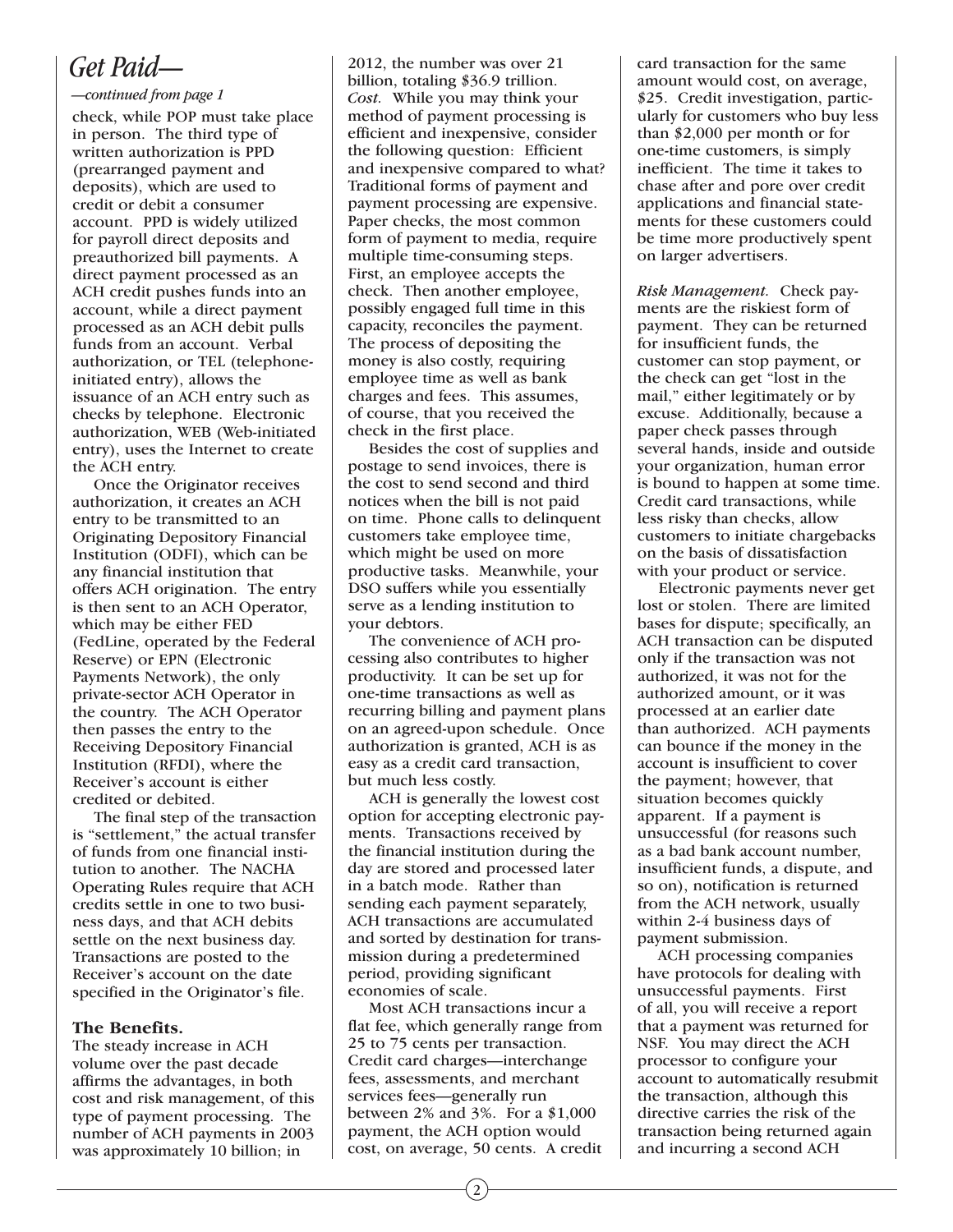# Get Paid—

*—continued from page 1*

check, while POP must take place in person. The third type of written authorization is PPD (prearranged payment and deposits), which are used to credit or debit a consumer account. PPD is widely utilized for payroll direct deposits and preauthorized bill payments. A direct payment processed as an ACH credit pushes funds into an account, while a direct payment processed as an ACH debit pulls funds from an account. Verbal authorization, or TEL (telephone-initiated entry), allows the issuance of an ACH entry such as checks by telephone. Electronic authorization, WEB (Web-initiated entry), uses the Internet to create the ACH entry.

Once the Originator receives authorization, it creates an ACH entry to be transmitted to an Originating Depository Financial Institution (ODFI), which can be any financial institution that offers ACH origination. The entry is then sent to an ACH Operator, which may be either FED (FedLine, operated by the Federal Reserve) or EPN (Electronic Payments Network), the only private-sector ACH Operator in the country. The ACH Operator then passes the entry to the Receiving Depository Financial Institution (RFDI), where the Receiver's account is either credited or debited.

The final step of the transaction is "settlement," the actual transfer of funds from one financial institution to another. The NACHA Operating Rules require that ACH credits settle in one to two business days, and that ACH debits settle on the next business day. Transactions are posted to the Receiver's account on the date specified in the Originator's file.

**The Benefits.**

The steady increase in ACH volume over the past decade affirms the advantages, in both cost and risk management, of this type of payment processing. The number of ACH payments in 2003 was approximately 10 billion; in 2012, the number was over 21 billion, totaling $36.9 trillion.

*Cost.* While you may think your method of payment processing is efficient and inexpensive, consider the following question: Efficient and inexpensive compared to what? Traditional forms of payment and payment processing are expensive. Paper checks, the most common form of payment to media, require multiple time-consuming steps. First, an employee accepts the check. Then another employee, possibly engaged full time in this capacity, reconciles the payment. The process of depositing the money is also costly, requiring employee time as well as bank charges and fees. This assumes, of course, that you received the check in the first place.

Besides the cost of supplies and postage to send invoices, there is the cost to send second and third notices when the bill is not paid on time. Phone calls to delinquent customers take employee time, which might be used on more productive tasks. Meanwhile, your DSO suffers while you essentially serve as a lending institution to your debtors.

The convenience of ACH processing also contributes to higher productivity. It can be set up for one-time transactions as well as recurring billing and payment plans on an agreed-upon schedule. Once authorization is granted, ACH is as easy as a credit card transaction, but much less costly.

ACH is generally the lowest cost option for accepting electronic payments. Transactions received by the financial institution during the day are stored and processed later in a batch mode. Rather than sending each payment separately, ACH transactions are accumulated and sorted by destination for transmission during a predetermined period, providing significant economies of scale.

Most ACH transactions incur a flat fee, which generally range from 25 to 75 cents per transaction. Credit card charges—interchange fees, assessments, and merchant services fees—generally run between 2% and 3%. For a $1,000 payment, the ACH option would cost, on average, 50 cents. A credit card transaction for the same amount would cost, on average, $25. Credit investigation, particularly for customers who buy less than $2,000 per month or for one-time customers, is simply inefficient. The time it takes to chase after and pore over credit applications and financial statements for these customers could be time more productively spent on larger advertisers.

*Risk Management.* Check payments are the riskiest form of payment. They can be returned for insufficient funds, the customer can stop payment, or the check can get "lost in the mail," either legitimately or by excuse. Additionally, because a paper check passes through several hands, inside and outside your organization, human error is bound to happen at some time. Credit card transactions, while less risky than checks, allow customers to initiate chargebacks on the basis of dissatisfaction with your product or service.

Electronic payments never get lost or stolen. There are limited bases for dispute; specifically, an ACH transaction can be disputed only if the transaction was not authorized, it was not for the authorized amount, or it was processed at an earlier date than authorized. ACH payments can bounce if the money in the account is insufficient to cover the payment; however, that situation becomes quickly apparent. If a payment is unsuccessful (for reasons such as a bad bank account number, insufficient funds, a dispute, and so on), notification is returned from the ACH network, usually within 2-4 business days of payment submission.

ACH processing companies have protocols for dealing with unsuccessful payments. First of all, you will receive a report that a payment was returned for NSF. You may direct the ACH processor to configure your account to automatically resubmit the transaction, although this directive carries the risk of the transaction being returned again and incurring a second ACH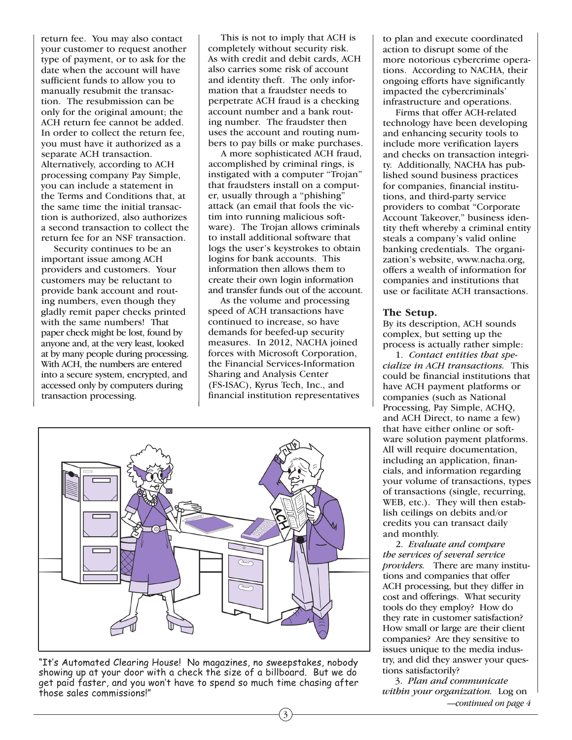return fee. You may also contact your customer to request another type of payment, or to ask for the date when the account will have sufficient funds to allow you to manually resubmit the transaction. The resubmission can be only for the original amount; the ACH return fee cannot be added. In order to collect the return fee, you must have it authorized as a separate ACH transaction. Alternatively, according to ACH processing company Pay Simple, you can include a statement in the Terms and Conditions that, at the same time the initial transaction is authorized, also authorizes a second transaction to collect the return fee for an NSF transaction.

Security continues to be an important issue among ACH providers and customers. Your customers may be reluctant to provide bank account and routing numbers, even though they gladly remit paper checks printed with the same numbers! That paper check might be lost, found by anyone and, at the very least, looked at by many people during processing. With ACH, the numbers are entered into a secure system, encrypted, and accessed only by computers during transaction processing.

This is not to imply that ACH is completely without security risk. As with credit and debit cards, ACH also carries some risk of account and identity theft. The only information that a fraudster needs to perpetrate ACH fraud is a checking account number and a bank routing number. The fraudster then uses the account and routing numbers to pay bills or make purchases.

A more sophisticated ACH fraud, accomplished by criminal rings, is instigated with a computer "Trojan" that fraudsters install on a computer, usually through a "phishing" attack (an email that fools the victim into running malicious software). The Trojan allows criminals to install additional software that logs the user's keystrokes to obtain logins for bank accounts. This information then allows them to create their own login information and transfer funds out of the account.

As the volume and processing speed of ACH transactions have continued to increase, so have demands for beefed-up security measures. In 2012, NACHA joined forces with Microsoft Corporation, the Financial Services-Information Sharing and Analysis Center (FS-ISAC), Kyrus Tech, Inc., and financial institution representatives to plan and execute coordinated action to disrupt some of the more notorious cybercrime operations. According to NACHA, their ongoing efforts have significantly impacted the cybercriminals' infrastructure and operations.

Firms that offer ACH-related technology have been developing and enhancing security tools to include more verification layers and checks on transaction integrity. Additionally, NACHA has published sound business practices for companies, financial institutions, and third-party service providers to combat "Corporate Account Takeover," business identity theft whereby a criminal entity steals a company's valid online banking credentials. The organization's website, www.nacha.org, offers a wealth of information for companies and institutions that use or facilitate ACH transactions.

"It's Automated Clearing House! No magazines, no sweepstakes, nobody showing up at your door with a check the size of a billboard. But we do get paid faster, and you won't have to spend so much time chasing after those sales commissions!"

**The Setup.**

By its description, ACH sounds complex, but setting up the process is actually rather simple:

1. *Contact entities that specialize in ACH transactions.* This could be financial institutions that have ACH payment platforms or companies (such as National Processing, Pay Simple, ACHQ, and ACH Direct, to name a few) that have either online or software solution payment platforms. All will require documentation, including an application, financials, and information regarding your volume of transactions, types of transactions (single, recurring, WEB, etc.). They will then establish ceilings on debits and/or credits you can transact daily and monthly.

2. *Evaluate and compare the services of several service providers.* There are many institutions and companies that offer ACH processing, but they differ in cost and offerings. What security tools do they employ? How do they rate in customer satisfaction? How small or large are their client companies? Are they sensitive to issues unique to the media industry, and did they answer your questions satisfactorily?

3. *Plan and communicate within your organization.* Log on

*—continued on page 4*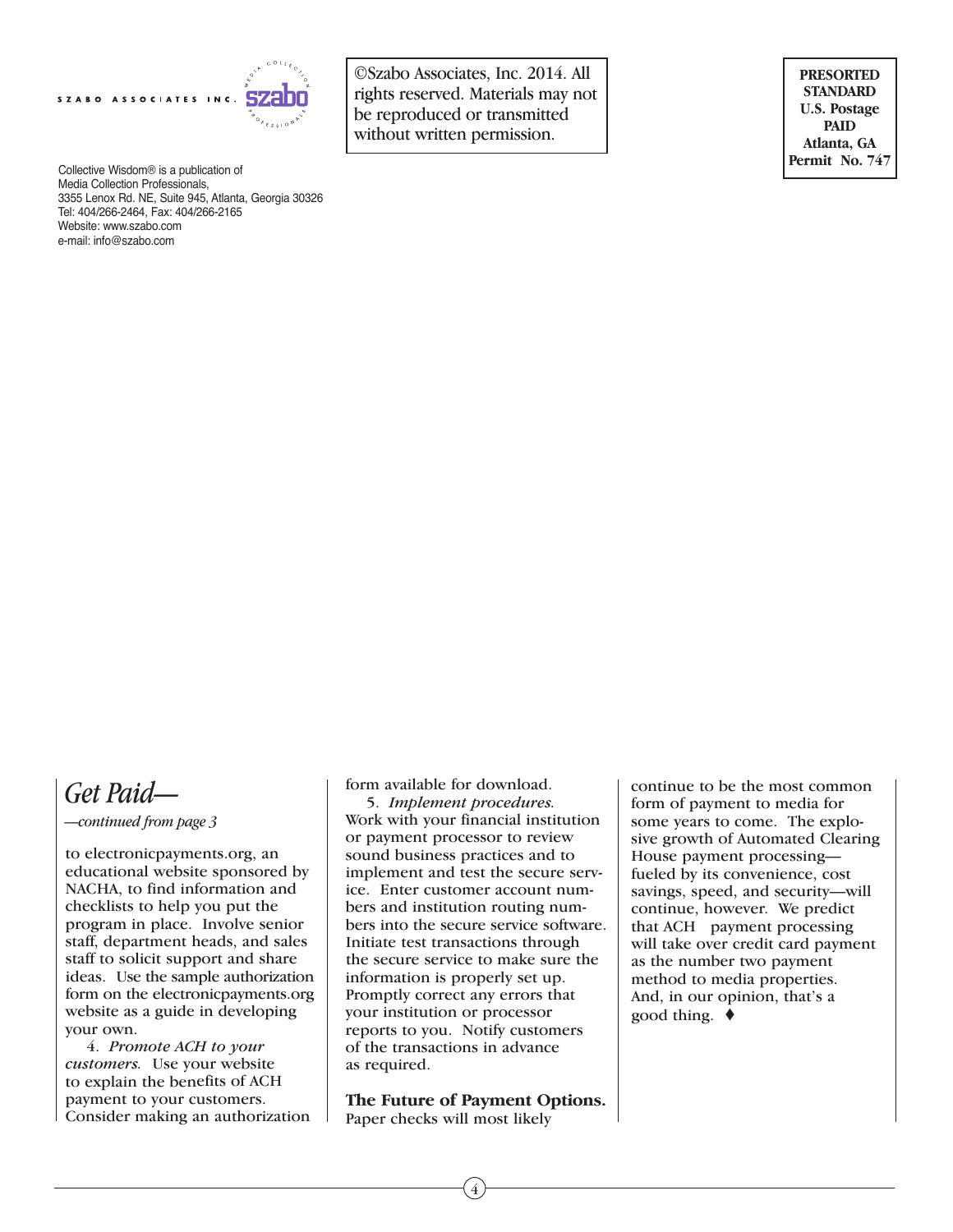SZABO ASSOCIATES INC. szabo MEDIA COLLECTION PROFESSIONALS

©Szabo Associates, Inc. 2014. All rights reserved. Materials may not be reproduced or transmitted without written permission.

**PRESORTED STANDARD U.S. Postage PAID Atlanta, GA Permit No. 747**

Collective Wisdom® is a publication of
Media Collection Professionals,
3355 Lenox Rd. NE, Suite 945, Atlanta, Georgia 30326
Tel: 404/266-2464, Fax: 404/266-2165
Website: www.szabo.com
e-mail: info@szabo.com

## *Get Paid—*

*—continued from page 3*

to electronicpayments.org, an educational website sponsored by NACHA, to find information and checklists to help you put the program in place. Involve senior staff, department heads, and sales staff to solicit support and share ideas. Use the sample authorization form on the electronicpayments.org website as a guide in developing your own.

4. *Promote ACH to your customers.* Use your website to explain the benefits of ACH payment to your customers. Consider making an authorization form available for download.

5. *Implement procedures.* Work with your financial institution or payment processor to review sound business practices and to implement and test the secure service. Enter customer account numbers and institution routing numbers into the secure service software. Initiate test transactions through the secure service to make sure the information is properly set up. Promptly correct any errors that your institution or processor reports to you. Notify customers of the transactions in advance as required.

**The Future of Payment Options.** Paper checks will most likely continue to be the most common form of payment to media for some years to come. The explosive growth of Automated Clearing House payment processing—fueled by its convenience, cost savings, speed, and security—will continue, however. We predict that ACH payment processing will take over credit card payment as the number two payment method to media properties. And, in our opinion, that's a good thing. ♦